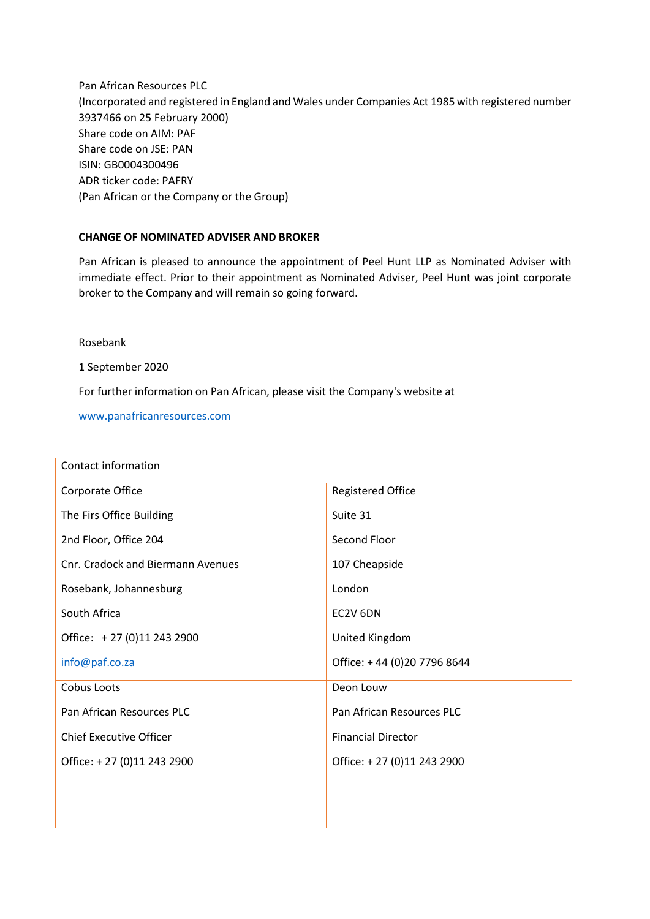Pan African Resources PLC
(Incorporated and registered in England and Wales under Companies Act 1985 with registered number 3937466 on 25 February 2000)
Share code on AIM: PAF
Share code on JSE: PAN
ISIN: GB0004300496
ADR ticker code: PAFRY
(Pan African or the Company or the Group)

**CHANGE OF NOMINATED ADVISER AND BROKER**

Pan African is pleased to announce the appointment of Peel Hunt LLP as Nominated Adviser with immediate effect. Prior to their appointment as Nominated Adviser, Peel Hunt was joint corporate broker to the Company and will remain so going forward.

Rosebank

1 September 2020

For further information on Pan African, please visit the Company's website at

www.panafricanresources.com

| Contact information | |
|---|---|
| Corporate Office<br>The Firs Office Building<br>2nd Floor, Office 204<br>Cnr. Cradock and Biermann Avenues<br>Rosebank, Johannesburg<br>South Africa<br>Office: + 27 (0)11 243 2900<br>info@paf.co.za | Registered Office<br>Suite 31<br>Second Floor<br>107 Cheapside<br>London<br>EC2V 6DN<br>United Kingdom<br>Office: + 44 (0)20 7796 8644 |
| Cobus Loots<br>Pan African Resources PLC<br>Chief Executive Officer<br>Office: + 27 (0)11 243 2900 | Deon Louw<br>Pan African Resources PLC<br>Financial Director<br>Office: + 27 (0)11 243 2900 |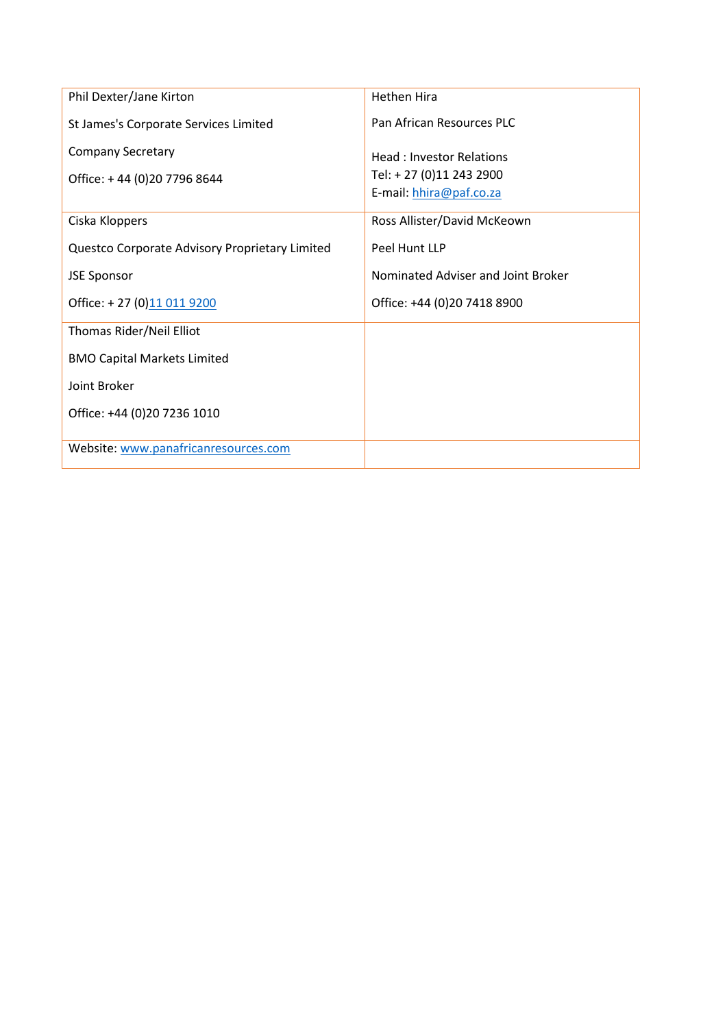| | |
|---|---|
| Phil Dexter/Jane Kirton<br><br>St James's Corporate Services Limited<br><br>Company Secretary<br><br>Office: + 44 (0)20 7796 8644 | Hethen Hira<br><br>Pan African Resources PLC<br><br>Head : Investor Relations<br>Tel: + 27 (0)11 243 2900<br>E-mail: hhira@paf.co.za |
| Ciska Kloppers<br><br>Questco Corporate Advisory Proprietary Limited<br><br>JSE Sponsor<br><br>Office: + 27 (0)11 011 9200 | Ross Allister/David McKeown<br><br>Peel Hunt LLP<br><br>Nominated Adviser and Joint Broker<br><br>Office: +44 (0)20 7418 8900 |
| Thomas Rider/Neil Elliot<br><br>BMO Capital Markets Limited<br><br>Joint Broker<br><br>Office: +44 (0)20 7236 1010 | |
| Website: www.panafricanresources.com | |